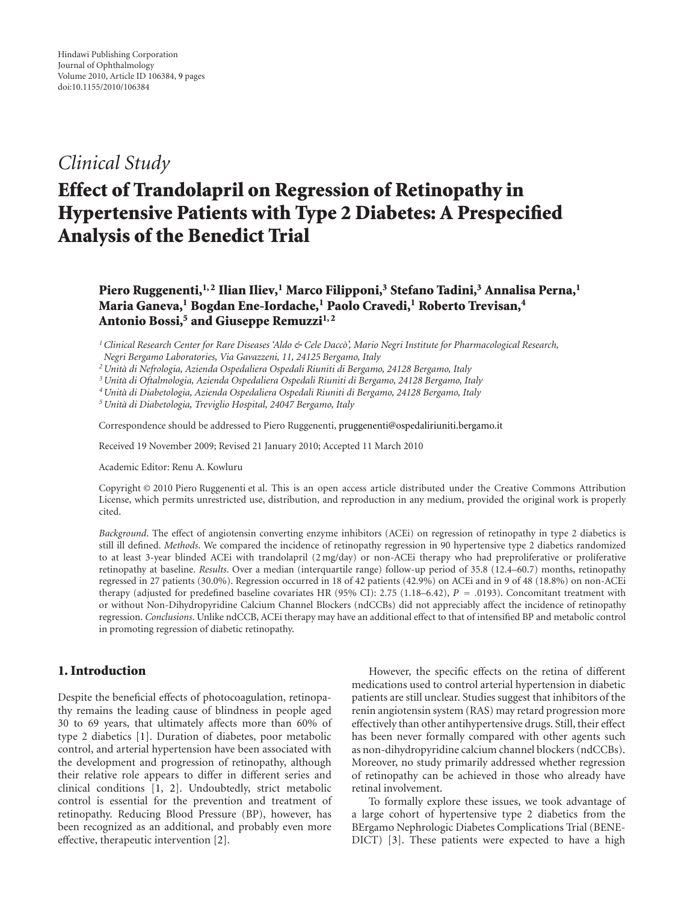Hindawi Publishing Corporation
Journal of Ophthalmology
Volume 2010, Article ID 106384, 9 pages
doi:10.1155/2010/106384

*Clinical Study*

# Effect of Trandolapril on Regression of Retinopathy in Hypertensive Patients with Type 2 Diabetes: A Prespecified Analysis of the Benedict Trial

**Piero Ruggenenti,[1,2] Ilian Iliev,[1] Marco Filipponi,[3] Stefano Tadini,[3] Annalisa Perna,[1] Maria Ganeva,[1] Bogdan Ene-Iordache,[1] Paolo Cravedi,[1] Roberto Trevisan,[4] Antonio Bossi,[5] and Giuseppe Remuzzi[1,2]**

[1] *Clinical Research Center for Rare Diseases 'Aldo & Cele Daccò', Mario Negri Institute for Pharmacological Research, Negri Bergamo Laboratories, Via Gavazzeni, 11, 24125 Bergamo, Italy*
[2] *Unità di Nefrologia, Azienda Ospedaliera Ospedali Riuniti di Bergamo, 24128 Bergamo, Italy*
[3] *Unità di Oftalmologia, Azienda Ospedaliera Ospedali Riuniti di Bergamo, 24128 Bergamo, Italy*
[4] *Unità di Diabetologia, Azienda Ospedaliera Ospedali Riuniti di Bergamo, 24128 Bergamo, Italy*
[5] *Unità di Diabetologia, Treviglio Hospital, 24047 Bergamo, Italy*

Correspondence should be addressed to Piero Ruggenenti, pruggenenti@ospedaliriuniti.bergamo.it

Received 19 November 2009; Revised 21 January 2010; Accepted 11 March 2010

Academic Editor: Renu A. Kowluru

Copyright © 2010 Piero Ruggenenti et al. This is an open access article distributed under the Creative Commons Attribution License, which permits unrestricted use, distribution, and reproduction in any medium, provided the original work is properly cited.

*Background*. The effect of angiotensin converting enzyme inhibitors (ACEi) on regression of retinopathy in type 2 diabetics is still ill defined. *Methods*. We compared the incidence of retinopathy regression in 90 hypertensive type 2 diabetics randomized to at least 3-year blinded ACEi with trandolapril (2 mg/day) or non-ACEi therapy who had preproliferative or proliferative retinopathy at baseline. *Results*. Over a median (interquartile range) follow-up period of 35.8 (12.4–60.7) months, retinopathy regressed in 27 patients (30.0%). Regression occurred in 18 of 42 patients (42.9%) on ACEi and in 9 of 48 (18.8%) on non-ACEi therapy (adjusted for predefined baseline covariates HR (95% CI): 2.75 (1.18–6.42), $P = .0193$). Concomitant treatment with or without Non-Dihydropyridine Calcium Channel Blockers (ndCCBs) did not appreciably affect the incidence of retinopathy regression. *Conclusions*. Unlike ndCCB, ACEi therapy may have an additional effect to that of intensified BP and metabolic control in promoting regression of diabetic retinopathy.

## 1. Introduction

Despite the beneficial effects of photocoagulation, retinopathy remains the leading cause of blindness in people aged 30 to 69 years, that ultimately affects more than 60% of type 2 diabetics [1]. Duration of diabetes, poor metabolic control, and arterial hypertension have been associated with the development and progression of retinopathy, although their relative role appears to differ in different series and clinical conditions [1, 2]. Undoubtedly, strict metabolic control is essential for the prevention and treatment of retinopathy. Reducing Blood Pressure (BP), however, has been recognized as an additional, and probably even more effective, therapeutic intervention [2].

However, the specific effects on the retina of different medications used to control arterial hypertension in diabetic patients are still unclear. Studies suggest that inhibitors of the renin angiotensin system (RAS) may retard progression more effectively than other antihypertensive drugs. Still, their effect has been never formally compared with other agents such as non-dihydropyridine calcium channel blockers (ndCCBs). Moreover, no study primarily addressed whether regression of retinopathy can be achieved in those who already have retinal involvement.

To formally explore these issues, we took advantage of a large cohort of hypertensive type 2 diabetics from the BErgamo Nephrologic Diabetes Complications Trial (BENEDICT) [3]. These patients were expected to have a high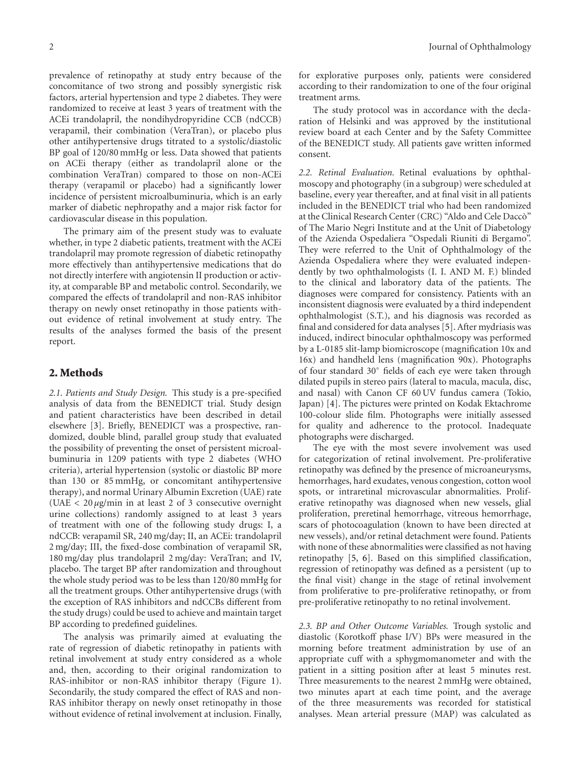prevalence of retinopathy at study entry because of the concomitance of two strong and possibly synergistic risk factors, arterial hypertension and type 2 diabetes. They were randomized to receive at least 3 years of treatment with the ACEi trandolapril, the nondihydropyridine CCB (ndCCB) verapamil, their combination (VeraTran), or placebo plus other antihypertensive drugs titrated to a systolic/diastolic BP goal of 120/80 mmHg or less. Data showed that patients on ACEi therapy (either as trandolapril alone or the combination VeraTran) compared to those on non-ACEi therapy (verapamil or placebo) had a significantly lower incidence of persistent microalbuminuria, which is an early marker of diabetic nephropathy and a major risk factor for cardiovascular disease in this population.

The primary aim of the present study was to evaluate whether, in type 2 diabetic patients, treatment with the ACEi trandolapril may promote regression of diabetic retinopathy more effectively than antihypertensive medications that do not directly interfere with angiotensin II production or activity, at comparable BP and metabolic control. Secondarily, we compared the effects of trandolapril and non-RAS inhibitor therapy on newly onset retinopathy in those patients without evidence of retinal involvement at study entry. The results of the analyses formed the basis of the present report.

## 2. Methods

*2.1. Patients and Study Design.* This study is a pre-specified analysis of data from the BENEDICT trial. Study design and patient characteristics have been described in detail elsewhere [3]. Briefly, BENEDICT was a prospective, randomized, double blind, parallel group study that evaluated the possibility of preventing the onset of persistent microalbuminuria in 1209 patients with type 2 diabetes (WHO criteria), arterial hypertension (systolic or diastolic BP more than 130 or 85 mmHg, or concomitant antihypertensive therapy), and normal Urinary Albumin Excretion (UAE) rate (UAE $< 20\,\mu$g/min in at least 2 of 3 consecutive overnight urine collections) randomly assigned to at least 3 years of treatment with one of the following study drugs: I, a ndCCB: verapamil SR, 240 mg/day; II, an ACEi: trandolapril 2 mg/day; III, the fixed-dose combination of verapamil SR, 180 mg/day plus trandolapril 2 mg/day: VeraTran; and IV, placebo. The target BP after randomization and throughout the whole study period was to be less than 120/80 mmHg for all the treatment groups. Other antihypertensive drugs (with the exception of RAS inhibitors and ndCCBs different from the study drugs) could be used to achieve and maintain target BP according to predefined guidelines.

The analysis was primarily aimed at evaluating the rate of regression of diabetic retinopathy in patients with retinal involvement at study entry considered as a whole and, then, according to their original randomization to RAS-inhibitor or non-RAS inhibitor therapy (Figure 1). Secondarily, the study compared the effect of RAS and non-RAS inhibitor therapy on newly onset retinopathy in those without evidence of retinal involvement at inclusion. Finally, for explorative purposes only, patients were considered according to their randomization to one of the four original treatment arms.

The study protocol was in accordance with the declaration of Helsinki and was approved by the institutional review board at each Center and by the Safety Committee of the BENEDICT study. All patients gave written informed consent.

*2.2. Retinal Evaluation.* Retinal evaluations by ophthalmoscopy and photography (in a subgroup) were scheduled at baseline, every year thereafter, and at final visit in all patients included in the BENEDICT trial who had been randomized at the Clinical Research Center (CRC) "Aldo and Cele Daccò" of The Mario Negri Institute and at the Unit of Diabetology of the Azienda Ospedaliera "Ospedali Riuniti di Bergamo". They were referred to the Unit of Ophthalmology of the Azienda Ospedaliera where they were evaluated independently by two ophthalmologists (I. I. AND M. F.) blinded to the clinical and laboratory data of the patients. The diagnoses were compared for consistency. Patients with an inconsistent diagnosis were evaluated by a third independent ophthalmologist (S.T.), and his diagnosis was recorded as final and considered for data analyses [5]. After mydriasis was induced, indirect binocular ophthalmoscopy was performed by a L-0185 slit-lamp biomicroscope (magnification 10x and 16x) and handheld lens (magnification 90x). Photographs of four standard 30° fields of each eye were taken through dilated pupils in stereo pairs (lateral to macula, macula, disc, and nasal) with Canon CF 60 UV fundus camera (Tokio, Japan) [4]. The pictures were printed on Kodak Ektachrome 100-colour slide film. Photographs were initially assessed for quality and adherence to the protocol. Inadequate photographs were discharged.

The eye with the most severe involvement was used for categorization of retinal involvement. Pre-proliferative retinopathy was defined by the presence of microaneurysms, hemorrhages, hard exudates, venous congestion, cotton wool spots, or intraretinal microvascular abnormalities. Proliferative retinopathy was diagnosed when new vessels, glial proliferation, preretinal hemorrhage, vitreous hemorrhage, scars of photocoagulation (known to have been directed at new vessels), and/or retinal detachment were found. Patients with none of these abnormalities were classified as not having retinopathy [5, 6]. Based on this simplified classification, regression of retinopathy was defined as a persistent (up to the final visit) change in the stage of retinal involvement from proliferative to pre-proliferative retinopathy, or from pre-proliferative retinopathy to no retinal involvement.

*2.3. BP and Other Outcome Variables.* Trough systolic and diastolic (Korotkoff phase I/V) BPs were measured in the morning before treatment administration by use of an appropriate cuff with a sphygmomanometer and with the patient in a sitting position after at least 5 minutes rest. Three measurements to the nearest 2 mmHg were obtained, two minutes apart at each time point, and the average of the three measurements was recorded for statistical analyses. Mean arterial pressure (MAP) was calculated as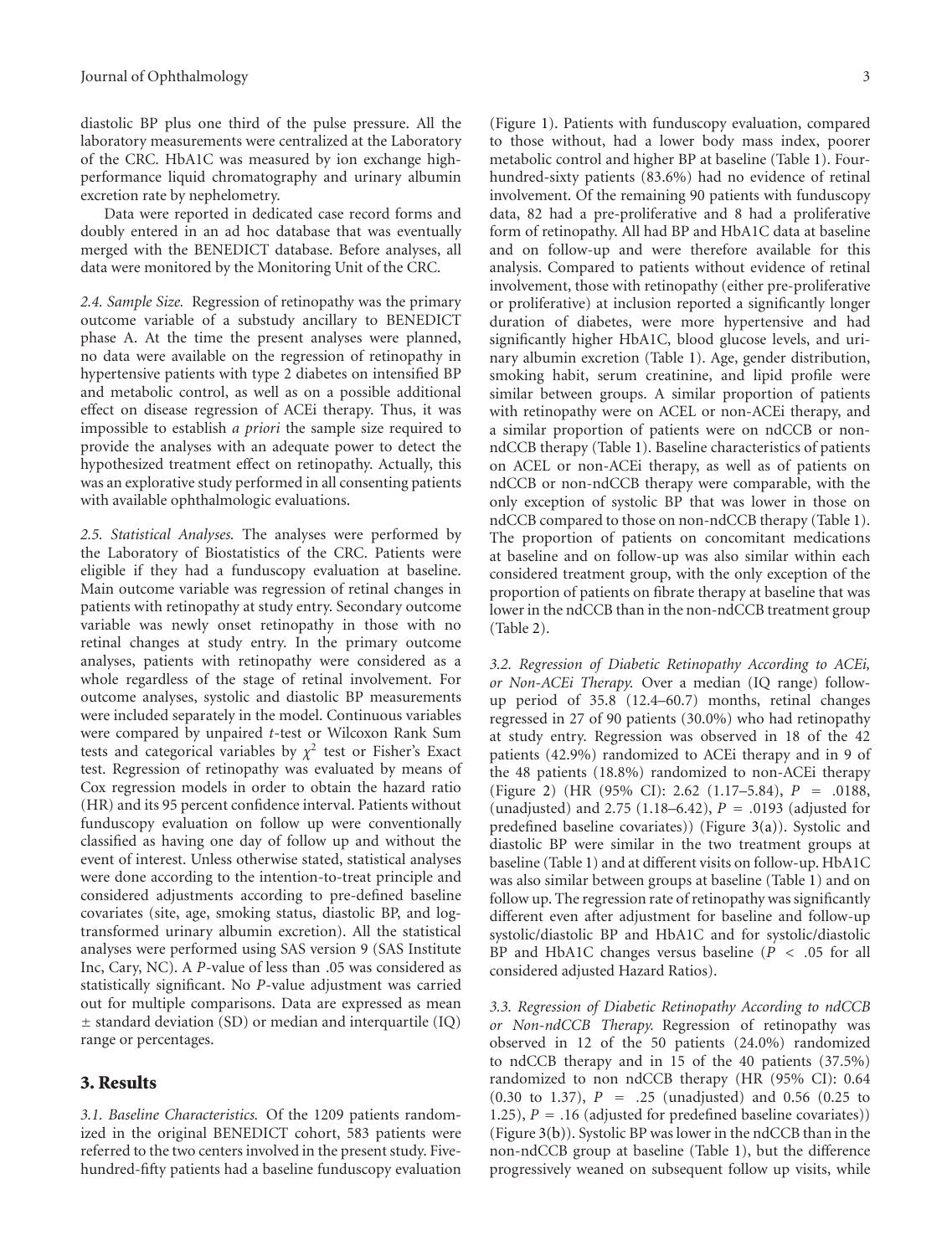diastolic BP plus one third of the pulse pressure. All the laboratory measurements were centralized at the Laboratory of the CRC. HbA1C was measured by ion exchange high-performance liquid chromatography and urinary albumin excretion rate by nephelometry.

Data were reported in dedicated case record forms and doubly entered in an ad hoc database that was eventually merged with the BENEDICT database. Before analyses, all data were monitored by the Monitoring Unit of the CRC.

*2.4. Sample Size.* Regression of retinopathy was the primary outcome variable of a substudy ancillary to BENEDICT phase A. At the time the present analyses were planned, no data were available on the regression of retinopathy in hypertensive patients with type 2 diabetes on intensified BP and metabolic control, as well as on a possible additional effect on disease regression of ACEi therapy. Thus, it was impossible to establish *a priori* the sample size required to provide the analyses with an adequate power to detect the hypothesized treatment effect on retinopathy. Actually, this was an explorative study performed in all consenting patients with available ophthalmologic evaluations.

*2.5. Statistical Analyses.* The analyses were performed by the Laboratory of Biostatistics of the CRC. Patients were eligible if they had a funduscopy evaluation at baseline. Main outcome variable was regression of retinal changes in patients with retinopathy at study entry. Secondary outcome variable was newly onset retinopathy in those with no retinal changes at study entry. In the primary outcome analyses, patients with retinopathy were considered as a whole regardless of the stage of retinal involvement. For outcome analyses, systolic and diastolic BP measurements were included separately in the model. Continuous variables were compared by unpaired $t$-test or Wilcoxon Rank Sum tests and categorical variables by $\chi^2$ test or Fisher's Exact test. Regression of retinopathy was evaluated by means of Cox regression models in order to obtain the hazard ratio (HR) and its 95 percent confidence interval. Patients without funduscopy evaluation on follow up were conventionally classified as having one day of follow up and without the event of interest. Unless otherwise stated, statistical analyses were done according to the intention-to-treat principle and considered adjustments according to pre-defined baseline covariates (site, age, smoking status, diastolic BP, and log-transformed urinary albumin excretion). All the statistical analyses were performed using SAS version 9 (SAS Institute Inc, Cary, NC). A $P$-value of less than .05 was considered as statistically significant. No $P$-value adjustment was carried out for multiple comparisons. Data are expressed as mean $\pm$ standard deviation (SD) or median and interquartile (IQ) range or percentages.

## 3. Results

*3.1. Baseline Characteristics.* Of the 1209 patients randomized in the original BENEDICT cohort, 583 patients were referred to the two centers involved in the present study. Five-hundred-fifty patients had a baseline funduscopy evaluation (Figure 1). Patients with funduscopy evaluation, compared to those without, had a lower body mass index, poorer metabolic control and higher BP at baseline (Table 1). Four-hundred-sixty patients (83.6%) had no evidence of retinal involvement. Of the remaining 90 patients with funduscopy data, 82 had a pre-proliferative and 8 had a proliferative form of retinopathy. All had BP and HbA1C data at baseline and on follow-up and were therefore available for this analysis. Compared to patients without evidence of retinal involvement, those with retinopathy (either pre-proliferative or proliferative) at inclusion reported a significantly longer duration of diabetes, were more hypertensive and had significantly higher HbA1C, blood glucose levels, and urinary albumin excretion (Table 1). Age, gender distribution, smoking habit, serum creatinine, and lipid profile were similar between groups. A similar proportion of patients with retinopathy were on ACEL or non-ACEi therapy, and a similar proportion of patients were on ndCCB or non-ndCCB therapy (Table 1). Baseline characteristics of patients on ACEL or non-ACEi therapy, as well as of patients on ndCCB or non-ndCCB therapy were comparable, with the only exception of systolic BP that was lower in those on ndCCB compared to those on non-ndCCB therapy (Table 1). The proportion of patients on concomitant medications at baseline and on follow-up was also similar within each considered treatment group, with the only exception of the proportion of patients on fibrate therapy at baseline that was lower in the ndCCB than in the non-ndCCB treatment group (Table 2).

*3.2. Regression of Diabetic Retinopathy According to ACEi, or Non-ACEi Therapy.* Over a median (IQ range) follow-up period of 35.8 (12.4–60.7) months, retinal changes regressed in 27 of 90 patients (30.0%) who had retinopathy at study entry. Regression was observed in 18 of the 42 patients (42.9%) randomized to ACEi therapy and in 9 of the 48 patients (18.8%) randomized to non-ACEi therapy (Figure 2) (HR (95% CI): 2.62 (1.17–5.84), $P = .0188$, (unadjusted) and 2.75 (1.18–6.42), $P = .0193$ (adjusted for predefined baseline covariates)) (Figure 3(a)). Systolic and diastolic BP were similar in the two treatment groups at baseline (Table 1) and at different visits on follow-up. HbA1C was also similar between groups at baseline (Table 1) and on follow up. The regression rate of retinopathy was significantly different even after adjustment for baseline and follow-up systolic/diastolic BP and HbA1C and for systolic/diastolic BP and HbA1C changes versus baseline ($P < .05$ for all considered adjusted Hazard Ratios).

*3.3. Regression of Diabetic Retinopathy According to ndCCB or Non-ndCCB Therapy.* Regression of retinopathy was observed in 12 of the 50 patients (24.0%) randomized to ndCCB therapy and in 15 of the 40 patients (37.5%) randomized to non ndCCB therapy (HR (95% CI): 0.64 (0.30 to 1.37), $P = .25$ (unadjusted) and 0.56 (0.25 to 1.25), $P = .16$ (adjusted for predefined baseline covariates)) (Figure 3(b)). Systolic BP was lower in the ndCCB than in the non-ndCCB group at baseline (Table 1), but the difference progressively weaned on subsequent follow up visits, while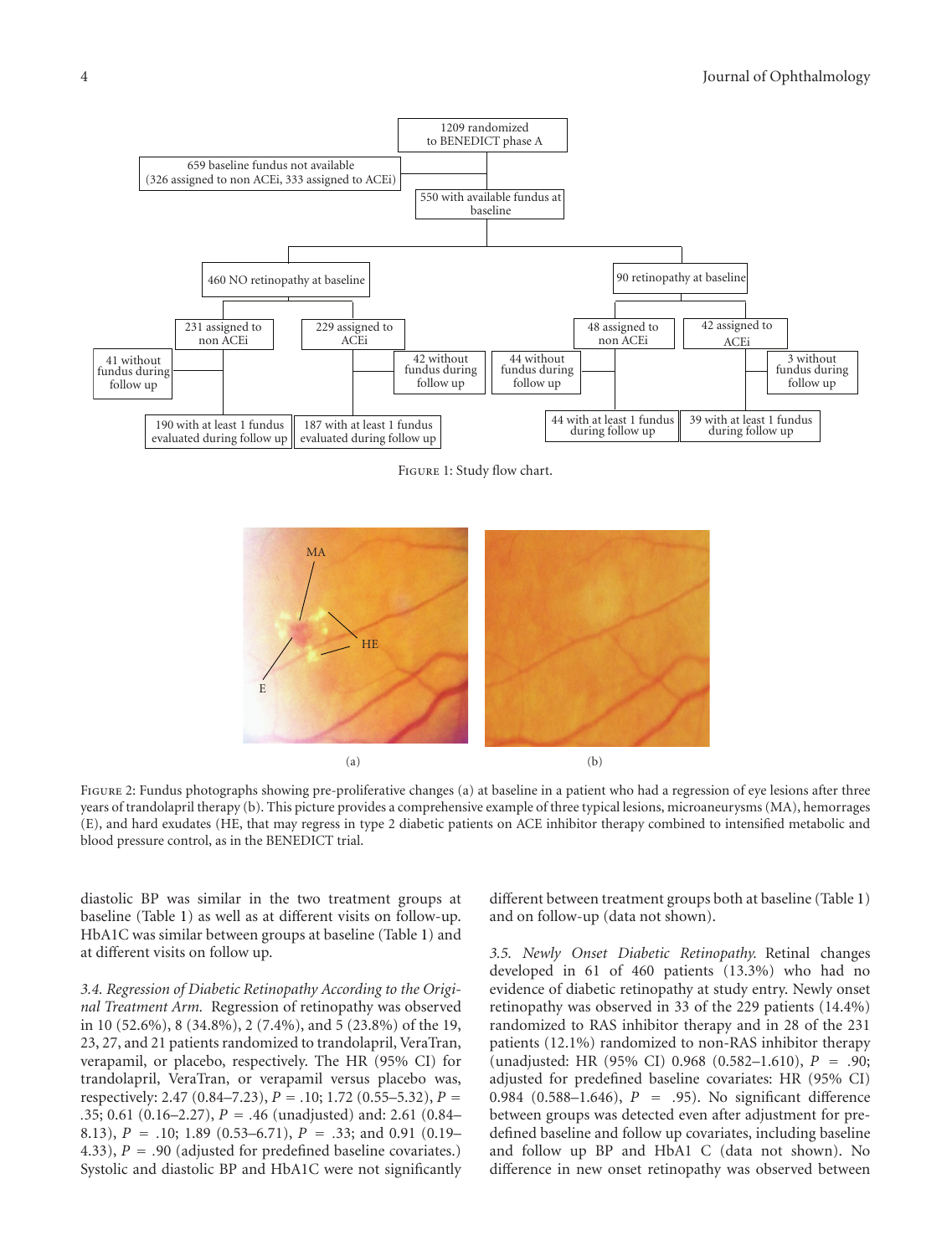FIGURE 1: Study flow chart.

FIGURE 2: Fundus photographs showing pre-proliferative changes (a) at baseline in a patient who had a regression of eye lesions after three years of trandolapril therapy (b). This picture provides a comprehensive example of three typical lesions, microaneurysms (MA), hemorrages (E), and hard exudates (HE, that may regress in type 2 diabetic patients on ACE inhibitor therapy combined to intensified metabolic and blood pressure control, as in the BENEDICT trial.

diastolic BP was similar in the two treatment groups at baseline (Table 1) as well as at different visits on follow-up. HbA1C was similar between groups at baseline (Table 1) and at different visits on follow up.

*3.4. Regression of Diabetic Retinopathy According to the Original Treatment Arm.* Regression of retinopathy was observed in 10 (52.6%), 8 (34.8%), 2 (7.4%), and 5 (23.8%) of the 19, 23, 27, and 21 patients randomized to trandolapril, VeraTran, verapamil, or placebo, respectively. The HR (95% CI) for trandolapril, VeraTran, or verapamil versus placebo was, respectively: 2.47 (0.84–7.23), $P = .10$; 1.72 (0.55–5.32), $P = .35$; 0.61 (0.16–2.27), $P = .46$ (unadjusted) and: 2.61 (0.84–8.13), $P = .10$; 1.89 (0.53–6.71), $P = .33$; and 0.91 (0.19–4.33), $P = .90$ (adjusted for predefined baseline covariates.) Systolic and diastolic BP and HbA1C were not significantly different between treatment groups both at baseline (Table 1) and on follow-up (data not shown).

*3.5. Newly Onset Diabetic Retinopathy.* Retinal changes developed in 61 of 460 patients (13.3%) who had no evidence of diabetic retinopathy at study entry. Newly onset retinopathy was observed in 33 of the 229 patients (14.4%) randomized to RAS inhibitor therapy and in 28 of the 231 patients (12.1%) randomized to non-RAS inhibitor therapy (unadjusted: HR (95% CI) 0.968 (0.582–1.610), $P = .90$; adjusted for predefined baseline covariates: HR (95% CI) 0.984 (0.588–1.646), $P = .95$). No significant difference between groups was detected even after adjustment for predefined baseline and follow up covariates, including baseline and follow up BP and HbA1 C (data not shown). No difference in new onset retinopathy was observed between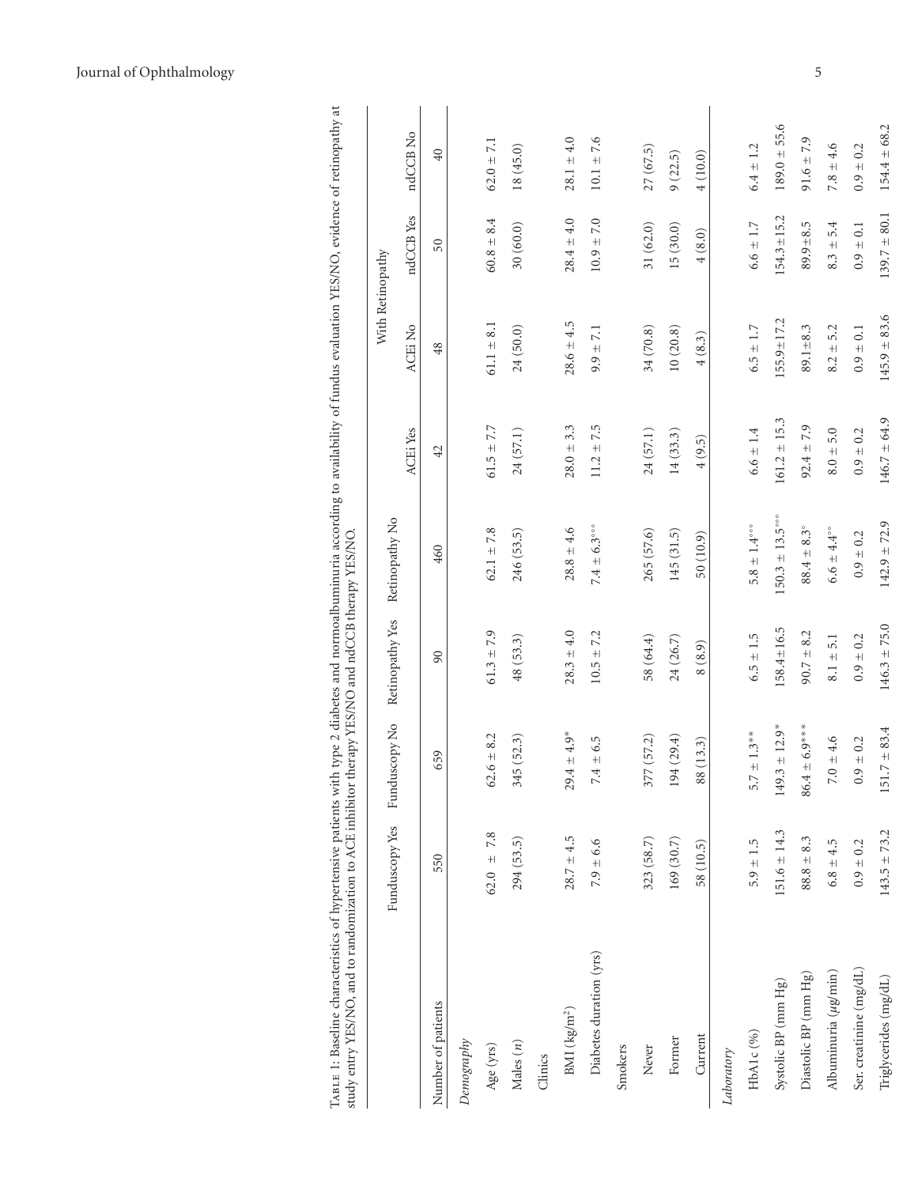Table 1: Baseline characteristics of hypertensive patients with type 2 diabetes and normoalbuminuria according to availability of fundus evaluation YES/NO, evidence of retinopathy at study entry YES/NO, and to randomization to ACE inhibitor therapy YES/NO and ndCCB therapy YES/NO.

| | Funduscopy Yes | Funduscopy No | Retinopathy Yes | Retinopathy No | With Retinopathy | | | |
|---|---|---|---|---|---|---|---|---|
| | | | | | ACEi Yes | ACEi No | ndCCB Yes | ndCCB No |
| Number of patients | 550 | 659 | 90 | 460 | 42 | 48 | 50 | 40 |
| *Demography* | | | | | | | | |
| Age (yrs) | 62.0 ± 7.8 | 62.6 ± 8.2 | 61.3 ± 7.9 | 62.1 ± 7.8 | 61.5 ± 7.7 | 61.1 ± 8.1 | 60.8 ± 8.4 | 62.0 ± 7.1 |
| Males (*n*) | 294 (53.5) | 345 (52.3) | 48 (53.3) | 246 (53.5) | 24 (57.1) | 24 (50.0) | 30 (60.0) | 18 (45.0) |
| Clinics | | | | | | | | |
| BMI (kg/m$^2$) | 28.7 ± 4.5 | 29.4 ± 4.9* | 28.3 ± 4.0 | 28.8 ± 4.6 | 28.0 ± 3.3 | 28.6 ± 4.5 | 28.4 ± 4.0 | 28.1 ± 4.0 |
| Diabetes duration (yrs) | 7.9 ± 6.6 | 7.4 ± 6.5 | 10.5 ± 7.2 | 7.4 ± 6.3°°° | 11.2 ± 7.5 | 9.9 ± 7.1 | 10.9 ± 7.0 | 10.1 ± 7.6 |
| Smokers | | | | | | | | |
| Never | 323 (58.7) | 377 (57.2) | 58 (64.4) | 265 (57.6) | 24 (57.1) | 34 (70.8) | 31 (62.0) | 27 (67.5) |
| Former | 169 (30.7) | 194 (29.4) | 24 (26.7) | 145 (31.5) | 14 (33.3) | 10 (20.8) | 15 (30.0) | 9 (22.5) |
| Current | 58 (10.5) | 88 (13.3) | 8 (8.9) | 50 (10.9) | 4 (9.5) | 4 (8.3) | 4 (8.0) | 4 (10.0) |
| *Laboratory* | | | | | | | | |
| HbA1c (%) | 5.9 ± 1.5 | 5.7 ± 1.3** | 6.5 ± 1.5 | 5.8 ± 1.4°°° | 6.6 ± 1.4 | 6.5 ± 1.7 | 6.6 ± 1.7 | 6.4 ± 1.2 |
| Systolic BP (mm Hg) | 151.6 ± 14.3 | 149.3 ± 12.9* | 158.4±16.5 | 150.3 ± 13.5°°° | 161.2 ± 15.3 | 155.9±17.2 | 154.3±15.2 | 189.0 ± 55.6 |
| Diastolic BP (mm Hg) | 88.8 ± 8.3 | 86.4 ± 6.9*** | 90.7 ± 8.2 | 88.4 ± 8.3° | 92.4 ± 7.9 | 89.1±8.3 | 89.9±8.5 | 91.6 ± 7.9 |
| Albuminuria (*μ*g/min) | 6.8 ± 4.5 | 7.0 ± 4.6 | 8.1 ± 5.1 | 6.6 ± 4.4°° | 8.0 ± 5.0 | 8.2 ± 5.2 | 8.3 ± 5.4 | 7.8 ± 4.6 |
| Ser. creatinine (mg/dL) | 0.9 ± 0.2 | 0.9 ± 0.2 | 0.9 ± 0.2 | 0.9 ± 0.2 | 0.9 ± 0.2 | 0.9 ± 0.1 | 0.9 ± 0.1 | 0.9 ± 0.2 |
| Triglycerides (mg/dL) | 143.5 ± 73.2 | 151.7 ± 83.4 | 146.3 ± 75.0 | 142.9 ± 72.9 | 146.7 ± 64.9 | 145.9 ± 83.6 | 139.7 ± 80.1 | 154.4 ± 68.2 |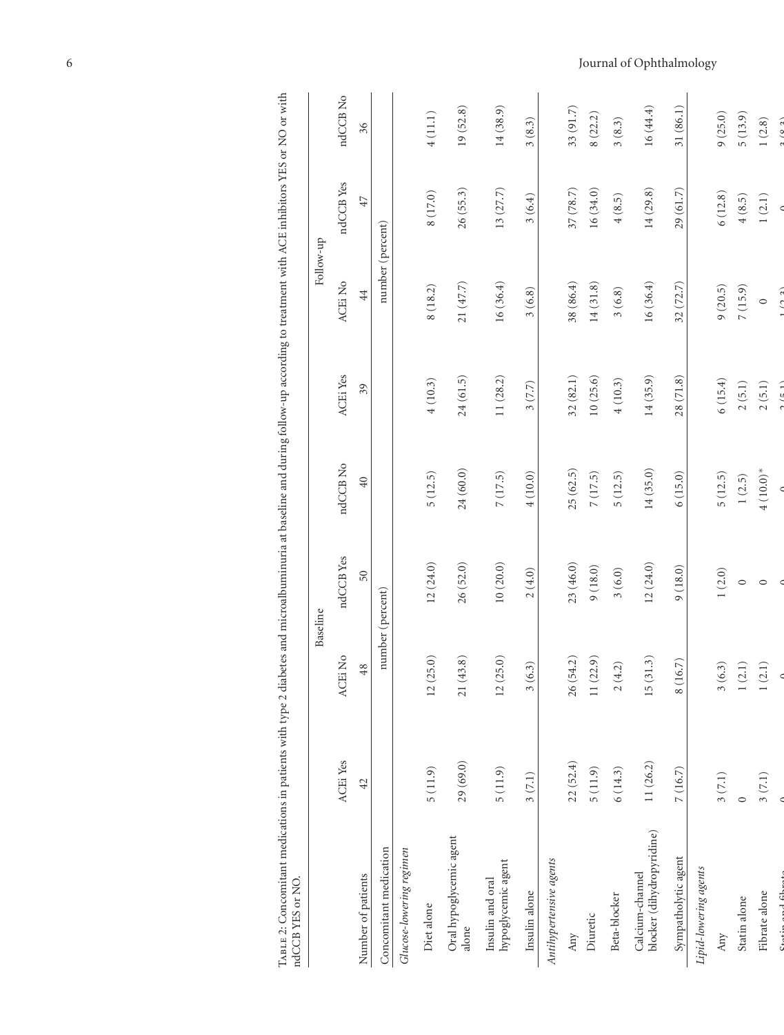Table 2: Concomitant medications in patients with type 2 diabetes and microalbuminuria at baseline and during follow-up according to treatment with ACE inhibitors YES or NO or with ndCCB YES or NO.

| | Baseline | | | | Follow-up | | | |
|---|---|---|---|---|---|---|---|---|
| | ACEi Yes | ACEi No | ndCCB Yes | ndCCB No | ACEi Yes | ACEi No | ndCCB Yes | ndCCB No |
| Number of patients | 42 | 48 | 50 | 40 | 39 | 44 | 47 | 36 |
| Concomitant medication | number (percent) | | | | number (percent) | | | |
| *Glucose-lowering regimen* | | | | | | | | |
| Diet alone | 5 (11.9) | 12 (25.0) | 12 (24.0) | 5 (12.5) | 4 (10.3) | 8 (18.2) | 8 (17.0) | 4 (11.1) |
| Oral hypoglycemic agent alone | 29 (69.0) | 21 (43.8) | 26 (52.0) | 24 (60.0) | 24 (61.5) | 21 (47.7) | 26 (55.3) | 19 (52.8) |
| Insulin and oral hypoglycemic agent | 5 (11.9) | 12 (25.0) | 10 (20.0) | 7 (17.5) | 11 (28.2) | 16 (36.4) | 13 (27.7) | 14 (38.9) |
| Insulin alone | 3 (7.1) | 3 (6.3) | 2 (4.0) | 4 (10.0) | 3 (7.7) | 3 (6.8) | 3 (6.4) | 3 (8.3) |
| *Antihypertensive agents* | | | | | | | | |
| Any | 22 (52.4) | 26 (54.2) | 23 (46.0) | 25 (62.5) | 32 (82.1) | 38 (86.4) | 37 (78.7) | 33 (91.7) |
| Diuretic | 5 (11.9) | 11 (22.9) | 9 (18.0) | 7 (17.5) | 10 (25.6) | 14 (31.8) | 16 (34.0) | 8 (22.2) |
| Beta-blocker | 6 (14.3) | 2 (4.2) | 3 (6.0) | 5 (12.5) | 4 (10.3) | 3 (6.8) | 4 (8.5) | 3 (8.3) |
| Calcium-channel blocker (dihydropyridine) | 11 (26.2) | 15 (31.3) | 12 (24.0) | 14 (35.0) | 14 (35.9) | 16 (36.4) | 14 (29.8) | 16 (44.4) |
| Sympatholytic agent | 7 (16.7) | 8 (16.7) | 9 (18.0) | 6 (15.0) | 28 (71.8) | 32 (72.7) | 29 (61.7) | 31 (86.1) |
| *Lipid-lowering agents* | | | | | | | | |
| Any | 3 (7.1) | 3 (6.3) | 1 (2.0) | 5 (12.5) | 6 (15.4) | 9 (20.5) | 6 (12.8) | 9 (25.0) |
| Statin alone | 0 | 1 (2.1) | 0 | 1 (2.5) | 2 (5.1) | 7 (15.9) | 4 (8.5) | 5 (13.9) |
| Fibrate alone | 3 (7.1) | 1 (2.1) | 0 | 4 (10.0)* | 2 (5.1) | 0 | 1 (2.1) | 1 (2.8) |
| Statin and fibrate | 0 | 0 | 0 | 0 | 2 (5.1) | 1 (2.3) | 0 | 3 (8.3) |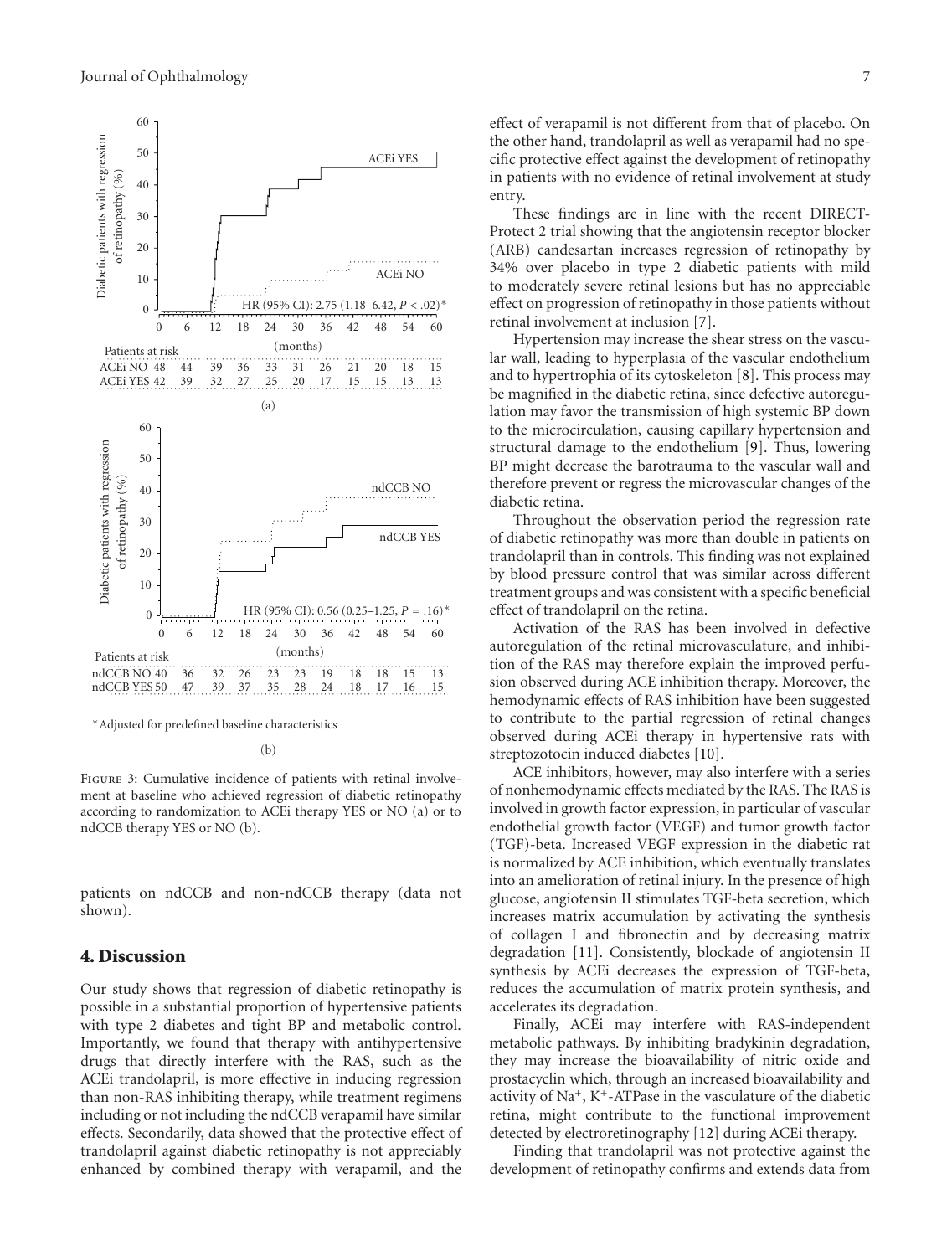Diabetic patients with regression of retinopathy (%)

60
50
40
30
20
10
0

ACEi YES

ACEi NO

HR (95% CI): 2.75 (1.18–6.42, $P < .02$)*

0 6 12 18 24 30 36 42 48 54 60

(months)

Patients at risk

ACEi NO 48 44 39 36 33 31 26 21 20 18 15

ACEi YES 42 39 32 27 25 20 17 15 15 13 13

(a)

Diabetic patients with regression of retinopathy (%)

60
50
40
30
20
10
0

ndCCB NO

ndCCB YES

HR (95% CI): 0.56 (0.25–1.25, $P = .16$)*

0 6 12 18 24 30 36 42 48 54 60

(months)

Patients at risk

ndCCB NO 40 36 32 26 23 23 19 18 18 15 13

ndCCB YES 50 47 39 37 35 28 24 18 17 16 15

*Adjusted for predefined baseline characteristics

(b)

Figure 3: Cumulative incidence of patients with retinal involvement at baseline who achieved regression of diabetic retinopathy according to randomization to ACEi therapy YES or NO (a) or to ndCCB therapy YES or NO (b).

patients on ndCCB and non-ndCCB therapy (data not shown).

## 4. Discussion

Our study shows that regression of diabetic retinopathy is possible in a substantial proportion of hypertensive patients with type 2 diabetes and tight BP and metabolic control. Importantly, we found that therapy with antihypertensive drugs that directly interfere with the RAS, such as the ACEi trandolapril, is more effective in inducing regression than non-RAS inhibiting therapy, while treatment regimens including or not including the ndCCB verapamil have similar effects. Secondarily, data showed that the protective effect of trandolapril against diabetic retinopathy is not appreciably enhanced by combined therapy with verapamil, and the effect of verapamil is not different from that of placebo. On the other hand, trandolapril as well as verapamil had no specific protective effect against the development of retinopathy in patients with no evidence of retinal involvement at study entry.

These findings are in line with the recent DIRECT-Protect 2 trial showing that the angiotensin receptor blocker (ARB) candesartan increases regression of retinopathy by 34% over placebo in type 2 diabetic patients with mild to moderately severe retinal lesions but has no appreciable effect on progression of retinopathy in those patients without retinal involvement at inclusion [7].

Hypertension may increase the shear stress on the vascular wall, leading to hyperplasia of the vascular endothelium and to hypertrophia of its cytoskeleton [8]. This process may be magnified in the diabetic retina, since defective autoregulation may favor the transmission of high systemic BP down to the microcirculation, causing capillary hypertension and structural damage to the endothelium [9]. Thus, lowering BP might decrease the barotrauma to the vascular wall and therefore prevent or regress the microvascular changes of the diabetic retina.

Throughout the observation period the regression rate of diabetic retinopathy was more than double in patients on trandolapril than in controls. This finding was not explained by blood pressure control that was similar across different treatment groups and was consistent with a specific beneficial effect of trandolapril on the retina.

Activation of the RAS has been involved in defective autoregulation of the retinal microvasculature, and inhibition of the RAS may therefore explain the improved perfusion observed during ACE inhibition therapy. Moreover, the hemodynamic effects of RAS inhibition have been suggested to contribute to the partial regression of retinal changes observed during ACEi therapy in hypertensive rats with streptozotocin induced diabetes [10].

ACE inhibitors, however, may also interfere with a series of nonhemodynamic effects mediated by the RAS. The RAS is involved in growth factor expression, in particular of vascular endothelial growth factor (VEGF) and tumor growth factor (TGF)-beta. Increased VEGF expression in the diabetic rat is normalized by ACE inhibition, which eventually translates into an amelioration of retinal injury. In the presence of high glucose, angiotensin II stimulates TGF-beta secretion, which increases matrix accumulation by activating the synthesis of collagen I and fibronectin and by decreasing matrix degradation [11]. Consistently, blockade of angiotensin II synthesis by ACEi decreases the expression of TGF-beta, reduces the accumulation of matrix protein synthesis, and accelerates its degradation.

Finally, ACEi may interfere with RAS-independent metabolic pathways. By inhibiting bradykinin degradation, they may increase the bioavailability of nitric oxide and prostacyclin which, through an increased bioavailability and activity of $Na^+$, $K^+$-ATPase in the vasculature of the diabetic retina, might contribute to the functional improvement detected by electroretinography [12] during ACEi therapy.

Finding that trandolapril was not protective against the development of retinopathy confirms and extends data from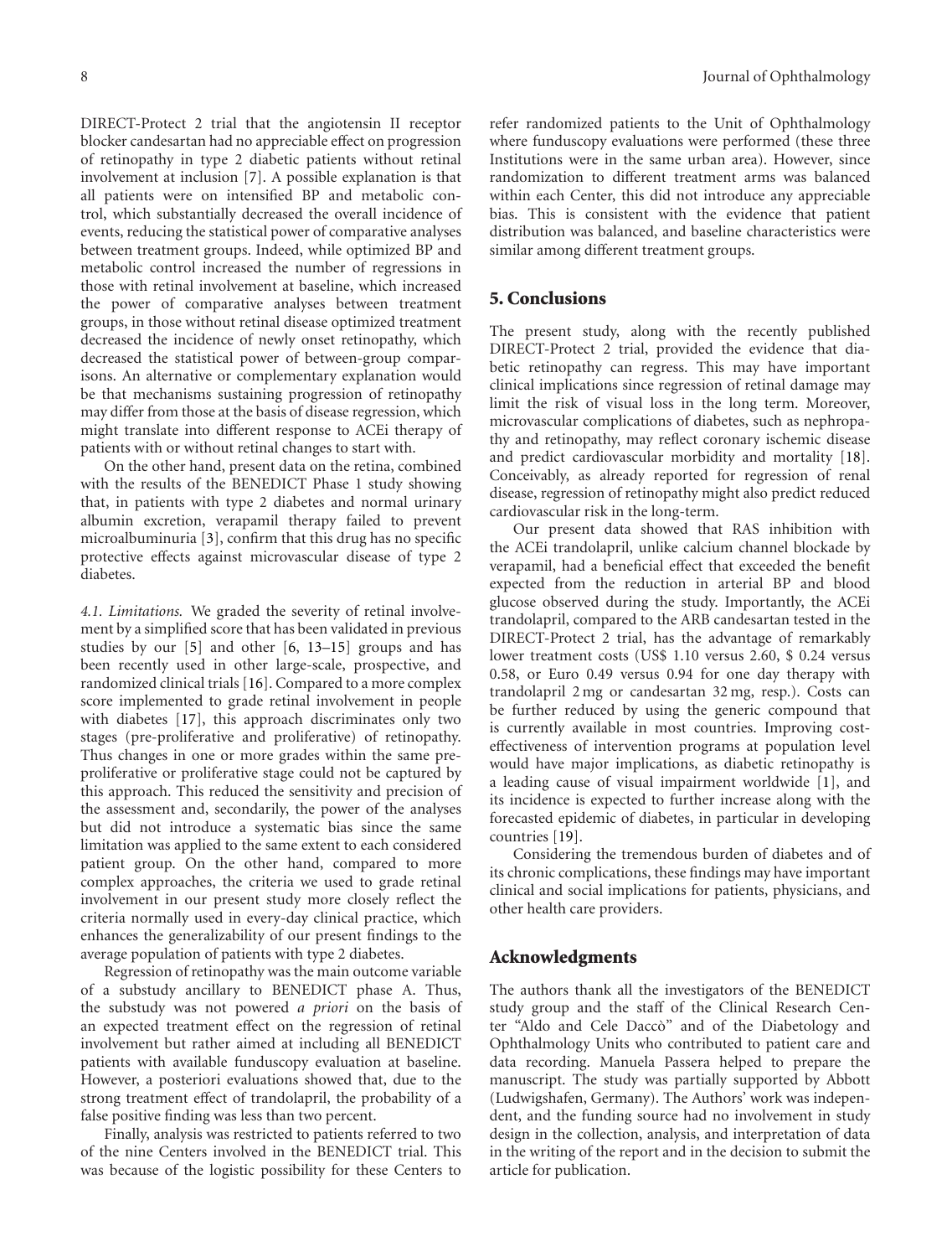DIRECT-Protect 2 trial that the angiotensin II receptor blocker candesartan had no appreciable effect on progression of retinopathy in type 2 diabetic patients without retinal involvement at inclusion [7]. A possible explanation is that all patients were on intensified BP and metabolic control, which substantially decreased the overall incidence of events, reducing the statistical power of comparative analyses between treatment groups. Indeed, while optimized BP and metabolic control increased the number of regressions in those with retinal involvement at baseline, which increased the power of comparative analyses between treatment groups, in those without retinal disease optimized treatment decreased the incidence of newly onset retinopathy, which decreased the statistical power of between-group comparisons. An alternative or complementary explanation would be that mechanisms sustaining progression of retinopathy may differ from those at the basis of disease regression, which might translate into different response to ACEi therapy of patients with or without retinal changes to start with.

On the other hand, present data on the retina, combined with the results of the BENEDICT Phase 1 study showing that, in patients with type 2 diabetes and normal urinary albumin excretion, verapamil therapy failed to prevent microalbuminuria [3], confirm that this drug has no specific protective effects against microvascular disease of type 2 diabetes.

*4.1. Limitations.* We graded the severity of retinal involvement by a simplified score that has been validated in previous studies by our [5] and other [6, 13–15] groups and has been recently used in other large-scale, prospective, and randomized clinical trials [16]. Compared to a more complex score implemented to grade retinal involvement in people with diabetes [17], this approach discriminates only two stages (pre-proliferative and proliferative) of retinopathy. Thus changes in one or more grades within the same pre-proliferative or proliferative stage could not be captured by this approach. This reduced the sensitivity and precision of the assessment and, secondarily, the power of the analyses but did not introduce a systematic bias since the same limitation was applied to the same extent to each considered patient group. On the other hand, compared to more complex approaches, the criteria we used to grade retinal involvement in our present study more closely reflect the criteria normally used in every-day clinical practice, which enhances the generalizability of our present findings to the average population of patients with type 2 diabetes.

Regression of retinopathy was the main outcome variable of a substudy ancillary to BENEDICT phase A. Thus, the substudy was not powered *a priori* on the basis of an expected treatment effect on the regression of retinal involvement but rather aimed at including all BENEDICT patients with available funduscopy evaluation at baseline. However, a posteriori evaluations showed that, due to the strong treatment effect of trandolapril, the probability of a false positive finding was less than two percent.

Finally, analysis was restricted to patients referred to two of the nine Centers involved in the BENEDICT trial. This was because of the logistic possibility for these Centers to refer randomized patients to the Unit of Ophthalmology where funduscopy evaluations were performed (these three Institutions were in the same urban area). However, since randomization to different treatment arms was balanced within each Center, this did not introduce any appreciable bias. This is consistent with the evidence that patient distribution was balanced, and baseline characteristics were similar among different treatment groups.

## 5. Conclusions

The present study, along with the recently published DIRECT-Protect 2 trial, provided the evidence that diabetic retinopathy can regress. This may have important clinical implications since regression of retinal damage may limit the risk of visual loss in the long term. Moreover, microvascular complications of diabetes, such as nephropathy and retinopathy, may reflect coronary ischemic disease and predict cardiovascular morbidity and mortality [18]. Conceivably, as already reported for regression of renal disease, regression of retinopathy might also predict reduced cardiovascular risk in the long-term.

Our present data showed that RAS inhibition with the ACEi trandolapril, unlike calcium channel blockade by verapamil, had a beneficial effect that exceeded the benefit expected from the reduction in arterial BP and blood glucose observed during the study. Importantly, the ACEi trandolapril, compared to the ARB candesartan tested in the DIRECT-Protect 2 trial, has the advantage of remarkably lower treatment costs (US$ 1.10 versus 2.60, $ 0.24 versus 0.58, or Euro 0.49 versus 0.94 for one day therapy with trandolapril 2 mg or candesartan 32 mg, resp.). Costs can be further reduced by using the generic compound that is currently available in most countries. Improving cost-effectiveness of intervention programs at population level would have major implications, as diabetic retinopathy is a leading cause of visual impairment worldwide [1], and its incidence is expected to further increase along with the forecasted epidemic of diabetes, in particular in developing countries [19].

Considering the tremendous burden of diabetes and of its chronic complications, these findings may have important clinical and social implications for patients, physicians, and other health care providers.

## Acknowledgments

The authors thank all the investigators of the BENEDICT study group and the staff of the Clinical Research Center "Aldo and Cele Daccò" and of the Diabetology and Ophthalmology Units who contributed to patient care and data recording. Manuela Passera helped to prepare the manuscript. The study was partially supported by Abbott (Ludwigshafen, Germany). The Authors' work was independent, and the funding source had no involvement in study design in the collection, analysis, and interpretation of data in the writing of the report and in the decision to submit the article for publication.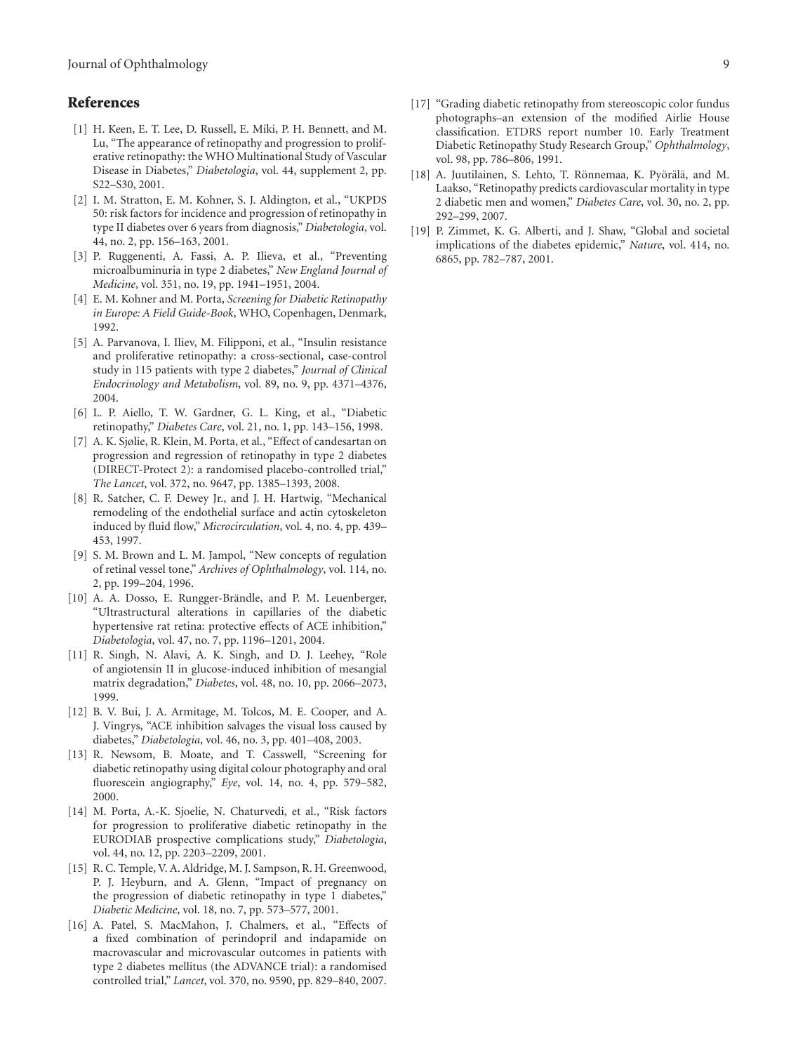## References

[1] H. Keen, E. T. Lee, D. Russell, E. Miki, P. H. Bennett, and M. Lu, "The appearance of retinopathy and progression to proliferative retinopathy: the WHO Multinational Study of Vascular Disease in Diabetes," *Diabetologia*, vol. 44, supplement 2, pp. S22–S30, 2001.

[2] I. M. Stratton, E. M. Kohner, S. J. Aldington, et al., "UKPDS 50: risk factors for incidence and progression of retinopathy in type II diabetes over 6 years from diagnosis," *Diabetologia*, vol. 44, no. 2, pp. 156–163, 2001.

[3] P. Ruggenenti, A. Fassi, A. P. Ilieva, et al., "Preventing microalbuminuria in type 2 diabetes," *New England Journal of Medicine*, vol. 351, no. 19, pp. 1941–1951, 2004.

[4] E. M. Kohner and M. Porta, *Screening for Diabetic Retinopathy in Europe: A Field Guide-Book*, WHO, Copenhagen, Denmark, 1992.

[5] A. Parvanova, I. Iliev, M. Filipponi, et al., "Insulin resistance and proliferative retinopathy: a cross-sectional, case-control study in 115 patients with type 2 diabetes," *Journal of Clinical Endocrinology and Metabolism*, vol. 89, no. 9, pp. 4371–4376, 2004.

[6] L. P. Aiello, T. W. Gardner, G. L. King, et al., "Diabetic retinopathy," *Diabetes Care*, vol. 21, no. 1, pp. 143–156, 1998.

[7] A. K. Sjølie, R. Klein, M. Porta, et al., "Effect of candesartan on progression and regression of retinopathy in type 2 diabetes (DIRECT-Protect 2): a randomised placebo-controlled trial," *The Lancet*, vol. 372, no. 9647, pp. 1385–1393, 2008.

[8] R. Satcher, C. F. Dewey Jr., and J. H. Hartwig, "Mechanical remodeling of the endothelial surface and actin cytoskeleton induced by fluid flow," *Microcirculation*, vol. 4, no. 4, pp. 439–453, 1997.

[9] S. M. Brown and L. M. Jampol, "New concepts of regulation of retinal vessel tone," *Archives of Ophthalmology*, vol. 114, no. 2, pp. 199–204, 1996.

[10] A. A. Dosso, E. Rungger-Brändle, and P. M. Leuenberger, "Ultrastructural alterations in capillaries of the diabetic hypertensive rat retina: protective effects of ACE inhibition," *Diabetologia*, vol. 47, no. 7, pp. 1196–1201, 2004.

[11] R. Singh, N. Alavi, A. K. Singh, and D. J. Leehey, "Role of angiotensin II in glucose-induced inhibition of mesangial matrix degradation," *Diabetes*, vol. 48, no. 10, pp. 2066–2073, 1999.

[12] B. V. Bui, J. A. Armitage, M. Tolcos, M. E. Cooper, and A. J. Vingrys, "ACE inhibition salvages the visual loss caused by diabetes," *Diabetologia*, vol. 46, no. 3, pp. 401–408, 2003.

[13] R. Newsom, B. Moate, and T. Casswell, "Screening for diabetic retinopathy using digital colour photography and oral fluorescein angiography," *Eye*, vol. 14, no. 4, pp. 579–582, 2000.

[14] M. Porta, A.-K. Sjoelie, N. Chaturvedi, et al., "Risk factors for progression to proliferative diabetic retinopathy in the EURODIAB prospective complications study," *Diabetologia*, vol. 44, no. 12, pp. 2203–2209, 2001.

[15] R. C. Temple, V. A. Aldridge, M. J. Sampson, R. H. Greenwood, P. J. Heyburn, and A. Glenn, "Impact of pregnancy on the progression of diabetic retinopathy in type 1 diabetes," *Diabetic Medicine*, vol. 18, no. 7, pp. 573–577, 2001.

[16] A. Patel, S. MacMahon, J. Chalmers, et al., "Effects of a fixed combination of perindopril and indapamide on macrovascular and microvascular outcomes in patients with type 2 diabetes mellitus (the ADVANCE trial): a randomised controlled trial," *Lancet*, vol. 370, no. 9590, pp. 829–840, 2007.

[17] "Grading diabetic retinopathy from stereoscopic color fundus photographs–an extension of the modified Airlie House classification. ETDRS report number 10. Early Treatment Diabetic Retinopathy Study Research Group," *Ophthalmology*, vol. 98, pp. 786–806, 1991.

[18] A. Juutilainen, S. Lehto, T. Rönnemaa, K. Pyörälä, and M. Laakso, "Retinopathy predicts cardiovascular mortality in type 2 diabetic men and women," *Diabetes Care*, vol. 30, no. 2, pp. 292–299, 2007.

[19] P. Zimmet, K. G. Alberti, and J. Shaw, "Global and societal implications of the diabetes epidemic," *Nature*, vol. 414, no. 6865, pp. 782–787, 2001.